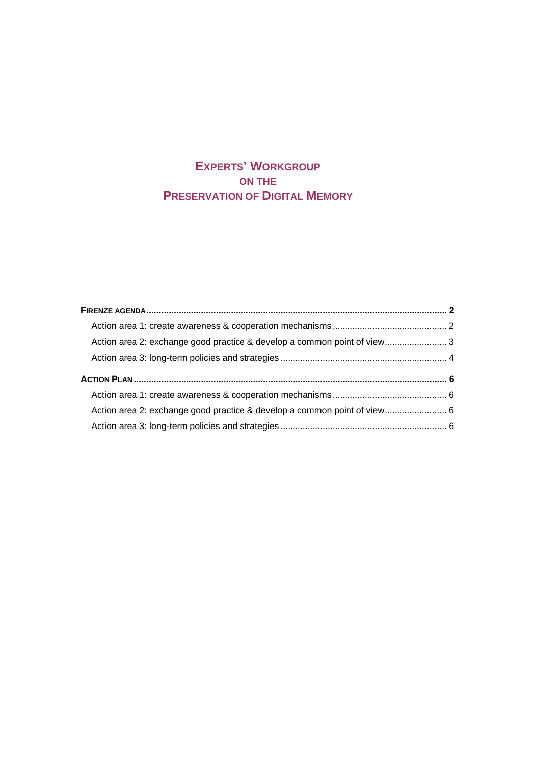# EXPERTS' WORKGROUP ON THE PRESERVATION OF DIGITAL MEMORY

**FIRENZE AGENDA** ........................................................ **2**

- Action area 1: create awareness & cooperation mechanisms ........................................ 2
- Action area 2: exchange good practice & develop a common point of view ........................ 3
- Action area 3: long-term policies and strategies ........................................ 4

**ACTION PLAN** ........................................................ **6**

- Action area 1: create awareness & cooperation mechanisms ........................................ 6
- Action area 2: exchange good practice & develop a common point of view ........................ 6
- Action area 3: long-term policies and strategies ........................................ 6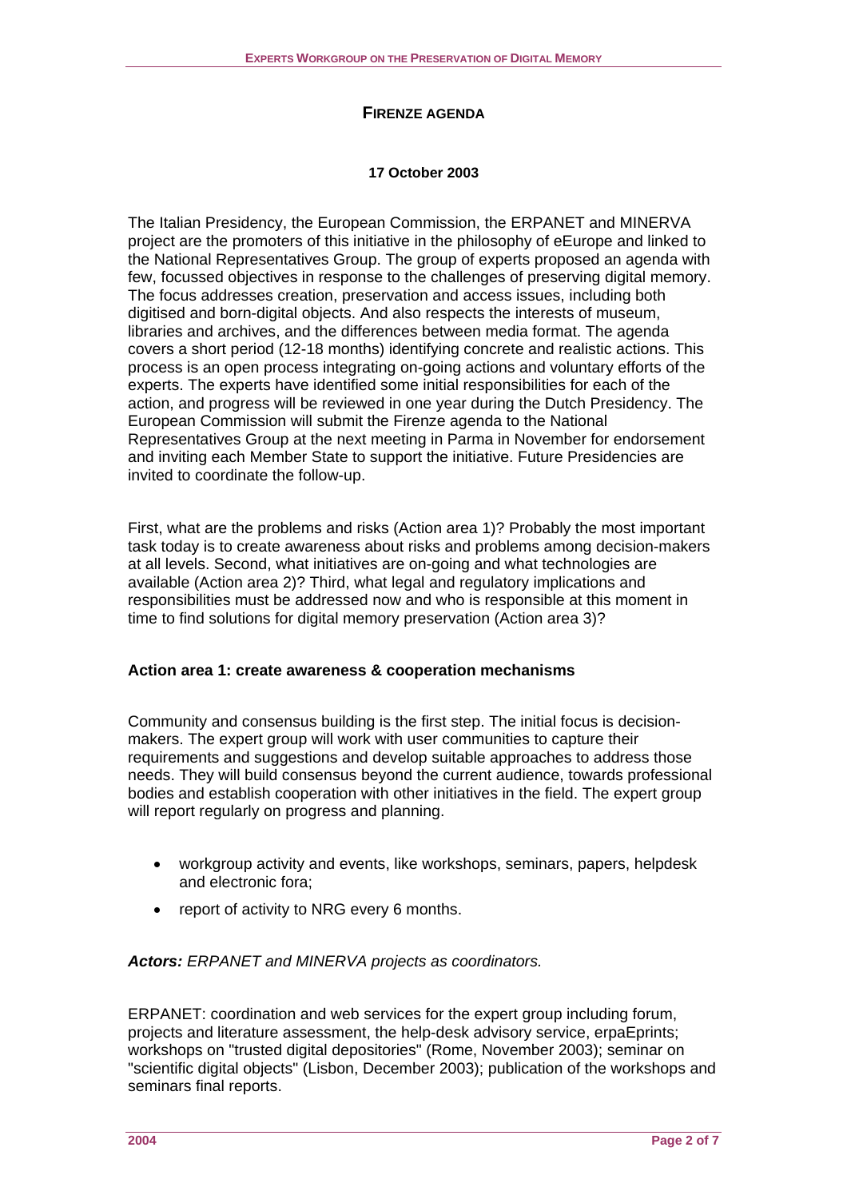## FIRENZE AGENDA

**17 October 2003**

The Italian Presidency, the European Commission, the ERPANET and MINERVA project are the promoters of this initiative in the philosophy of eEurope and linked to the National Representatives Group. The group of experts proposed an agenda with few, focussed objectives in response to the challenges of preserving digital memory. The focus addresses creation, preservation and access issues, including both digitised and born-digital objects. And also respects the interests of museum, libraries and archives, and the differences between media format. The agenda covers a short period (12-18 months) identifying concrete and realistic actions. This process is an open process integrating on-going actions and voluntary efforts of the experts. The experts have identified some initial responsibilities for each of the action, and progress will be reviewed in one year during the Dutch Presidency. The European Commission will submit the Firenze agenda to the National Representatives Group at the next meeting in Parma in November for endorsement and inviting each Member State to support the initiative. Future Presidencies are invited to coordinate the follow-up.

First, what are the problems and risks (Action area 1)? Probably the most important task today is to create awareness about risks and problems among decision-makers at all levels. Second, what initiatives are on-going and what technologies are available (Action area 2)? Third, what legal and regulatory implications and responsibilities must be addressed now and who is responsible at this moment in time to find solutions for digital memory preservation (Action area 3)?

### Action area 1: create awareness & cooperation mechanisms

Community and consensus building is the first step. The initial focus is decision-makers. The expert group will work with user communities to capture their requirements and suggestions and develop suitable approaches to address those needs. They will build consensus beyond the current audience, towards professional bodies and establish cooperation with other initiatives in the field. The expert group will report regularly on progress and planning.

- workgroup activity and events, like workshops, seminars, papers, helpdesk and electronic fora;
- report of activity to NRG every 6 months.

***Actors:** ERPANET and MINERVA projects as coordinators.*

ERPANET: coordination and web services for the expert group including forum, projects and literature assessment, the help-desk advisory service, erpaEprints; workshops on "trusted digital depositories" (Rome, November 2003); seminar on "scientific digital objects" (Lisbon, December 2003); publication of the workshops and seminars final reports.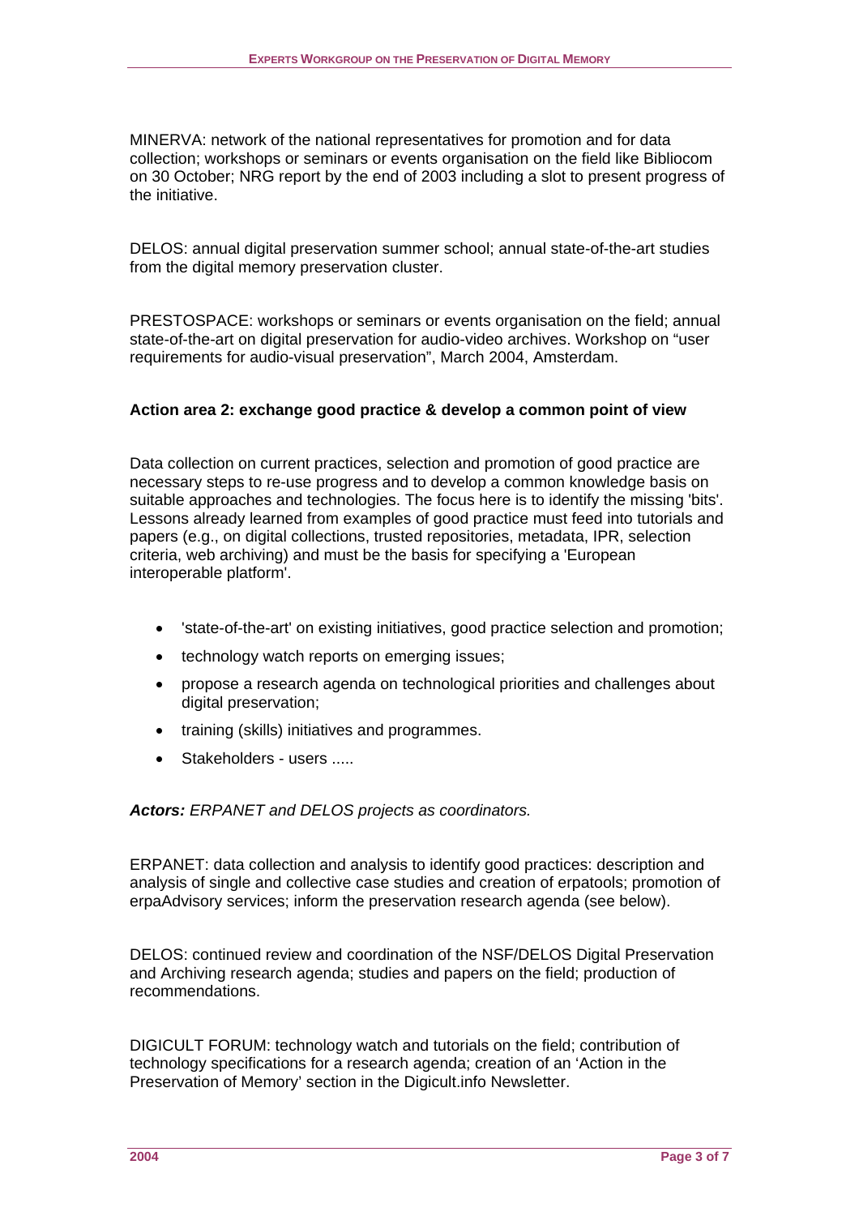MINERVA: network of the national representatives for promotion and for data collection; workshops or seminars or events organisation on the field like Bibliocom on 30 October; NRG report by the end of 2003 including a slot to present progress of the initiative.

DELOS: annual digital preservation summer school; annual state-of-the-art studies from the digital memory preservation cluster.

PRESTOSPACE: workshops or seminars or events organisation on the field; annual state-of-the-art on digital preservation for audio-video archives. Workshop on "user requirements for audio-visual preservation", March 2004, Amsterdam.

**Action area 2: exchange good practice & develop a common point of view**

Data collection on current practices, selection and promotion of good practice are necessary steps to re-use progress and to develop a common knowledge basis on suitable approaches and technologies. The focus here is to identify the missing 'bits'. Lessons already learned from examples of good practice must feed into tutorials and papers (e.g., on digital collections, trusted repositories, metadata, IPR, selection criteria, web archiving) and must be the basis for specifying a 'European interoperable platform'.

- 'state-of-the-art' on existing initiatives, good practice selection and promotion;
- technology watch reports on emerging issues;
- propose a research agenda on technological priorities and challenges about digital preservation;
- training (skills) initiatives and programmes.
- Stakeholders - users .....

***Actors:*** *ERPANET and DELOS projects as coordinators.*

ERPANET: data collection and analysis to identify good practices: description and analysis of single and collective case studies and creation of erpatools; promotion of erpaAdvisory services; inform the preservation research agenda (see below).

DELOS: continued review and coordination of the NSF/DELOS Digital Preservation and Archiving research agenda; studies and papers on the field; production of recommendations.

DIGICULT FORUM: technology watch and tutorials on the field; contribution of technology specifications for a research agenda; creation of an 'Action in the Preservation of Memory' section in the Digicult.info Newsletter.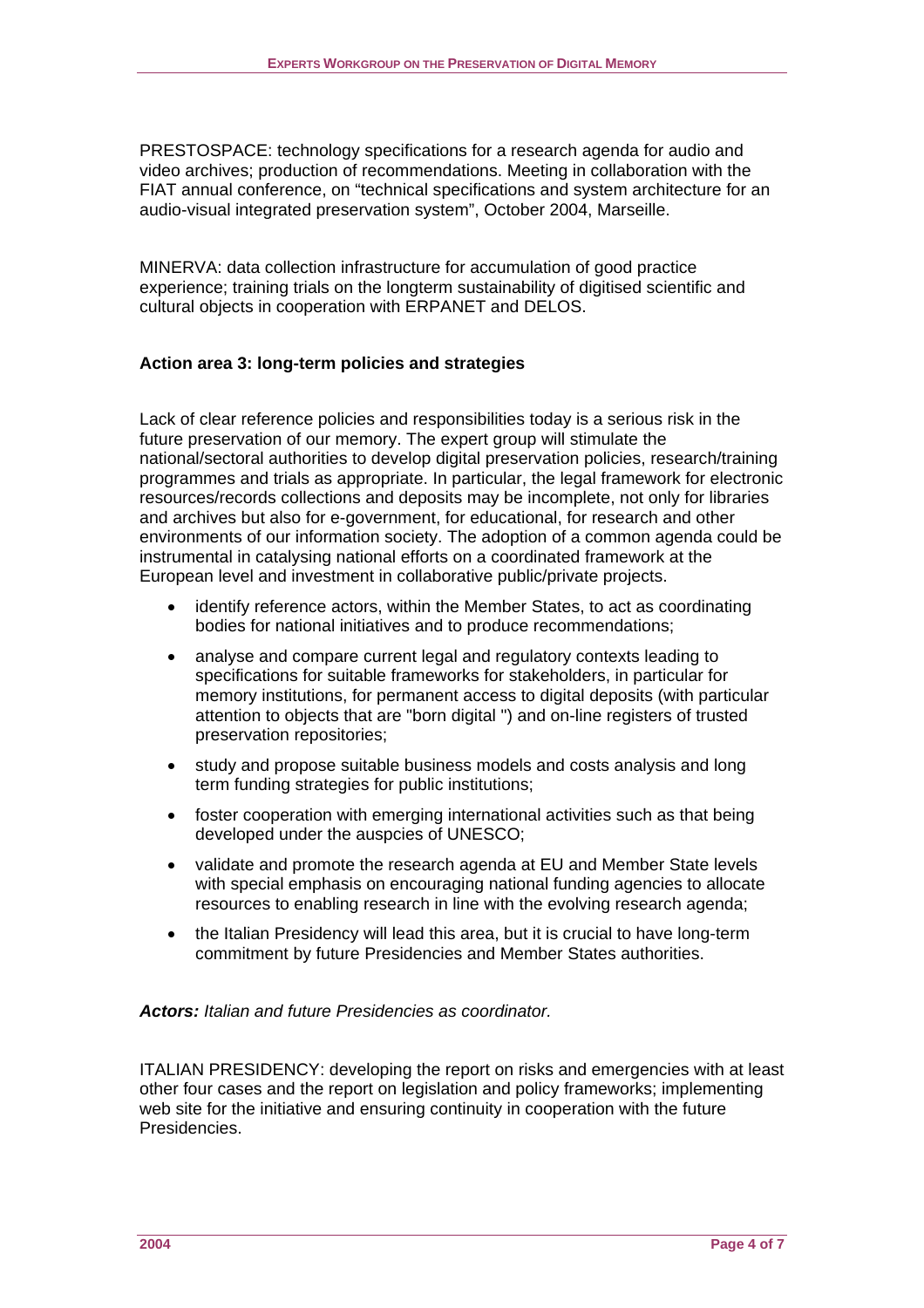PRESTOSPACE: technology specifications for a research agenda for audio and video archives; production of recommendations. Meeting in collaboration with the FIAT annual conference, on "technical specifications and system architecture for an audio-visual integrated preservation system", October 2004, Marseille.

MINERVA: data collection infrastructure for accumulation of good practice experience; training trials on the longterm sustainability of digitised scientific and cultural objects in cooperation with ERPANET and DELOS.

**Action area 3: long-term policies and strategies**

Lack of clear reference policies and responsibilities today is a serious risk in the future preservation of our memory. The expert group will stimulate the national/sectoral authorities to develop digital preservation policies, research/training programmes and trials as appropriate. In particular, the legal framework for electronic resources/records collections and deposits may be incomplete, not only for libraries and archives but also for e-government, for educational, for research and other environments of our information society. The adoption of a common agenda could be instrumental in catalysing national efforts on a coordinated framework at the European level and investment in collaborative public/private projects.

- identify reference actors, within the Member States, to act as coordinating bodies for national initiatives and to produce recommendations;
- analyse and compare current legal and regulatory contexts leading to specifications for suitable frameworks for stakeholders, in particular for memory institutions, for permanent access to digital deposits (with particular attention to objects that are "born digital ") and on-line registers of trusted preservation repositories;
- study and propose suitable business models and costs analysis and long term funding strategies for public institutions;
- foster cooperation with emerging international activities such as that being developed under the auspcies of UNESCO;
- validate and promote the research agenda at EU and Member State levels with special emphasis on encouraging national funding agencies to allocate resources to enabling research in line with the evolving research agenda;
- the Italian Presidency will lead this area, but it is crucial to have long-term commitment by future Presidencies and Member States authorities.

***Actors:*** *Italian and future Presidencies as coordinator.*

ITALIAN PRESIDENCY: developing the report on risks and emergencies with at least other four cases and the report on legislation and policy frameworks; implementing web site for the initiative and ensuring continuity in cooperation with the future Presidencies.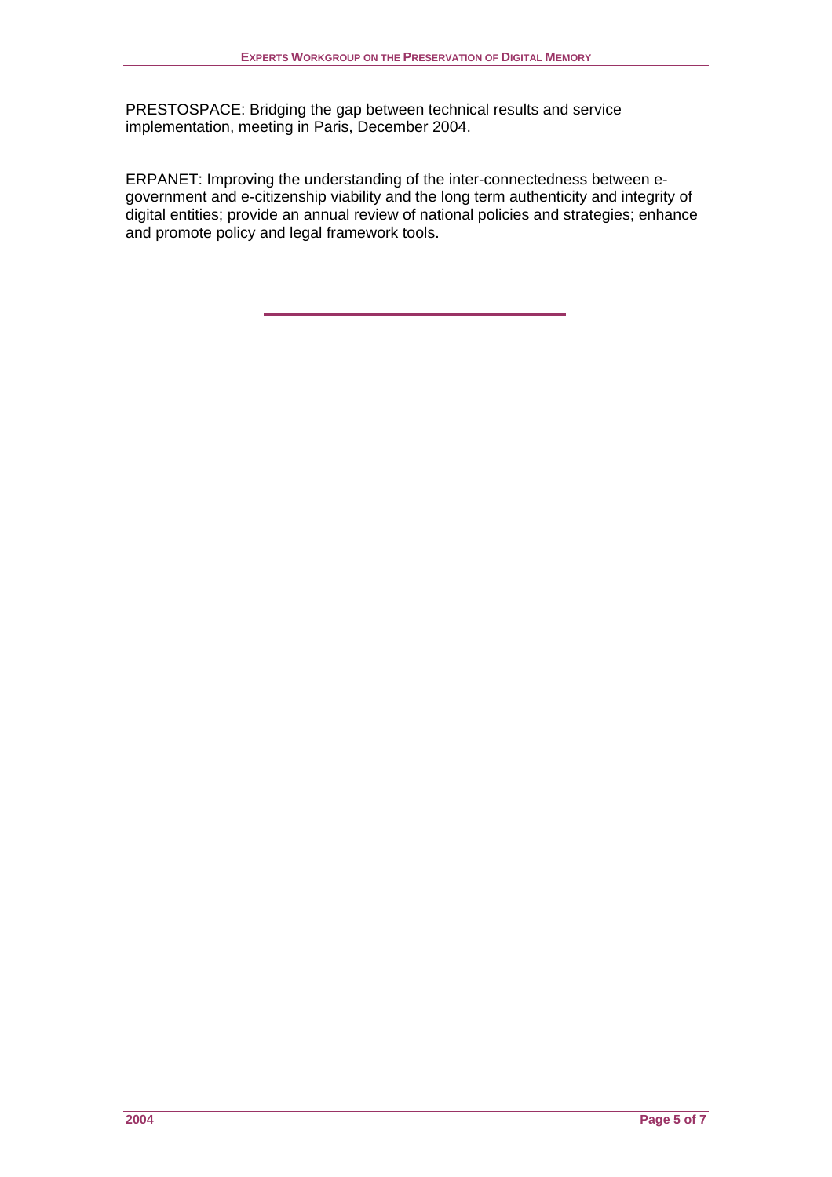PRESTOSPACE: Bridging the gap between technical results and service implementation, meeting in Paris, December 2004.

ERPANET: Improving the understanding of the inter-connectedness between e-government and e-citizenship viability and the long term authenticity and integrity of digital entities; provide an annual review of national policies and strategies; enhance and promote policy and legal framework tools.

---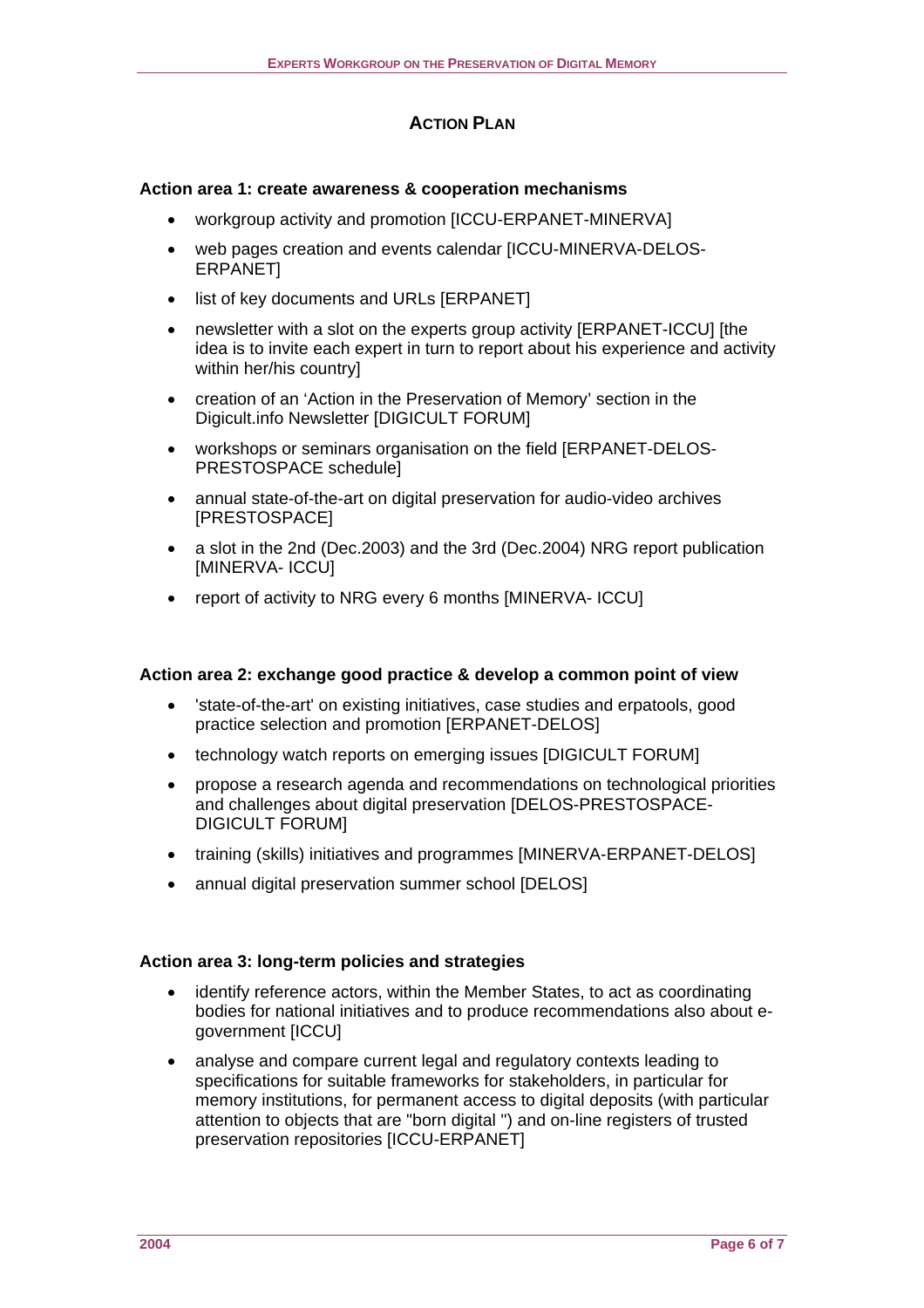## ACTION PLAN

**Action area 1: create awareness & cooperation mechanisms**

- workgroup activity and promotion [ICCU-ERPANET-MINERVA]
- web pages creation and events calendar [ICCU-MINERVA-DELOS-ERPANET]
- list of key documents and URLs [ERPANET]
- newsletter with a slot on the experts group activity [ERPANET-ICCU] [the idea is to invite each expert in turn to report about his experience and activity within her/his country]
- creation of an 'Action in the Preservation of Memory' section in the Digicult.info Newsletter [DIGICULT FORUM]
- workshops or seminars organisation on the field [ERPANET-DELOS-PRESTOSPACE schedule]
- annual state-of-the-art on digital preservation for audio-video archives [PRESTOSPACE]
- a slot in the 2nd (Dec.2003) and the 3rd (Dec.2004) NRG report publication [MINERVA- ICCU]
- report of activity to NRG every 6 months [MINERVA- ICCU]

**Action area 2: exchange good practice & develop a common point of view**

- 'state-of-the-art' on existing initiatives, case studies and erpatools, good practice selection and promotion [ERPANET-DELOS]
- technology watch reports on emerging issues [DIGICULT FORUM]
- propose a research agenda and recommendations on technological priorities and challenges about digital preservation [DELOS-PRESTOSPACE-DIGICULT FORUM]
- training (skills) initiatives and programmes [MINERVA-ERPANET-DELOS]
- annual digital preservation summer school [DELOS]

**Action area 3: long-term policies and strategies**

- identify reference actors, within the Member States, to act as coordinating bodies for national initiatives and to produce recommendations also about e-government [ICCU]
- analyse and compare current legal and regulatory contexts leading to specifications for suitable frameworks for stakeholders, in particular for memory institutions, for permanent access to digital deposits (with particular attention to objects that are "born digital ") and on-line registers of trusted preservation repositories [ICCU-ERPANET]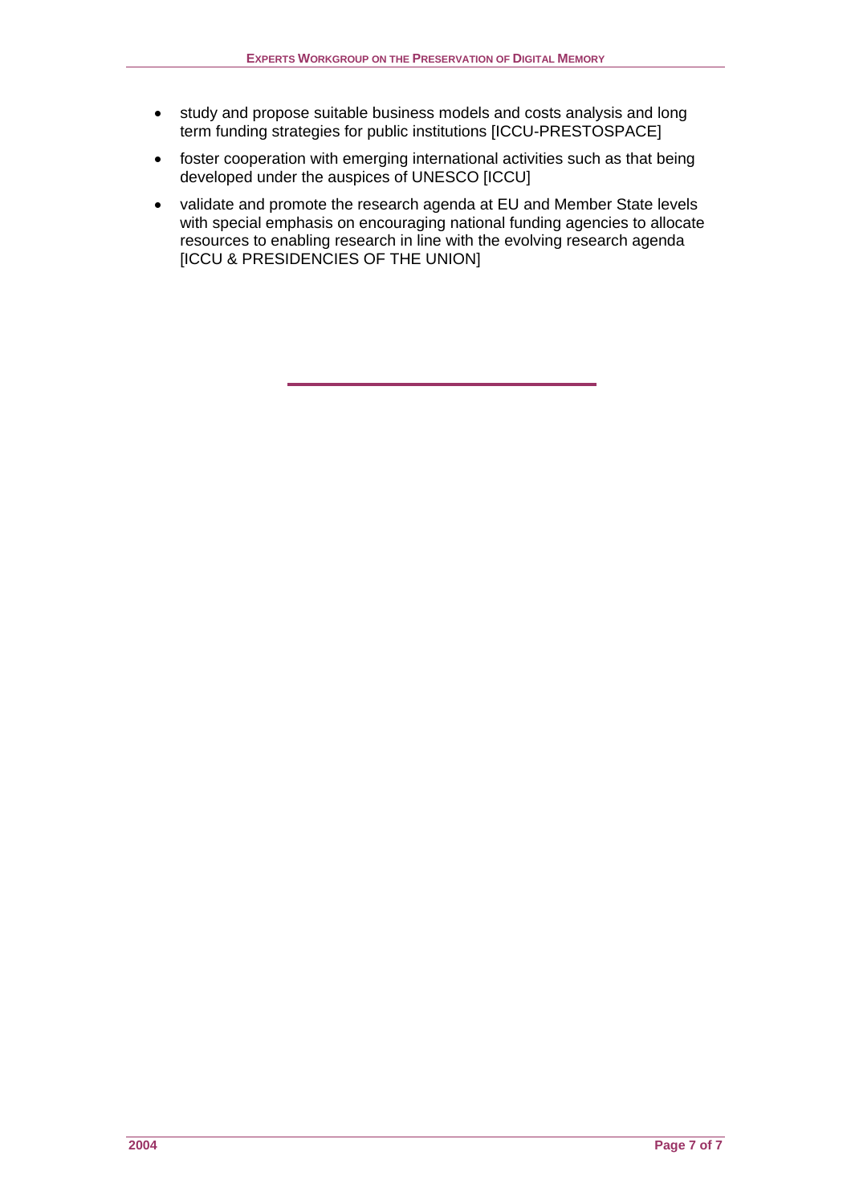- study and propose suitable business models and costs analysis and long term funding strategies for public institutions [ICCU-PRESTOSPACE]
- foster cooperation with emerging international activities such as that being developed under the auspices of UNESCO [ICCU]
- validate and promote the research agenda at EU and Member State levels with special emphasis on encouraging national funding agencies to allocate resources to enabling research in line with the evolving research agenda [ICCU & PRESIDENCIES OF THE UNION]